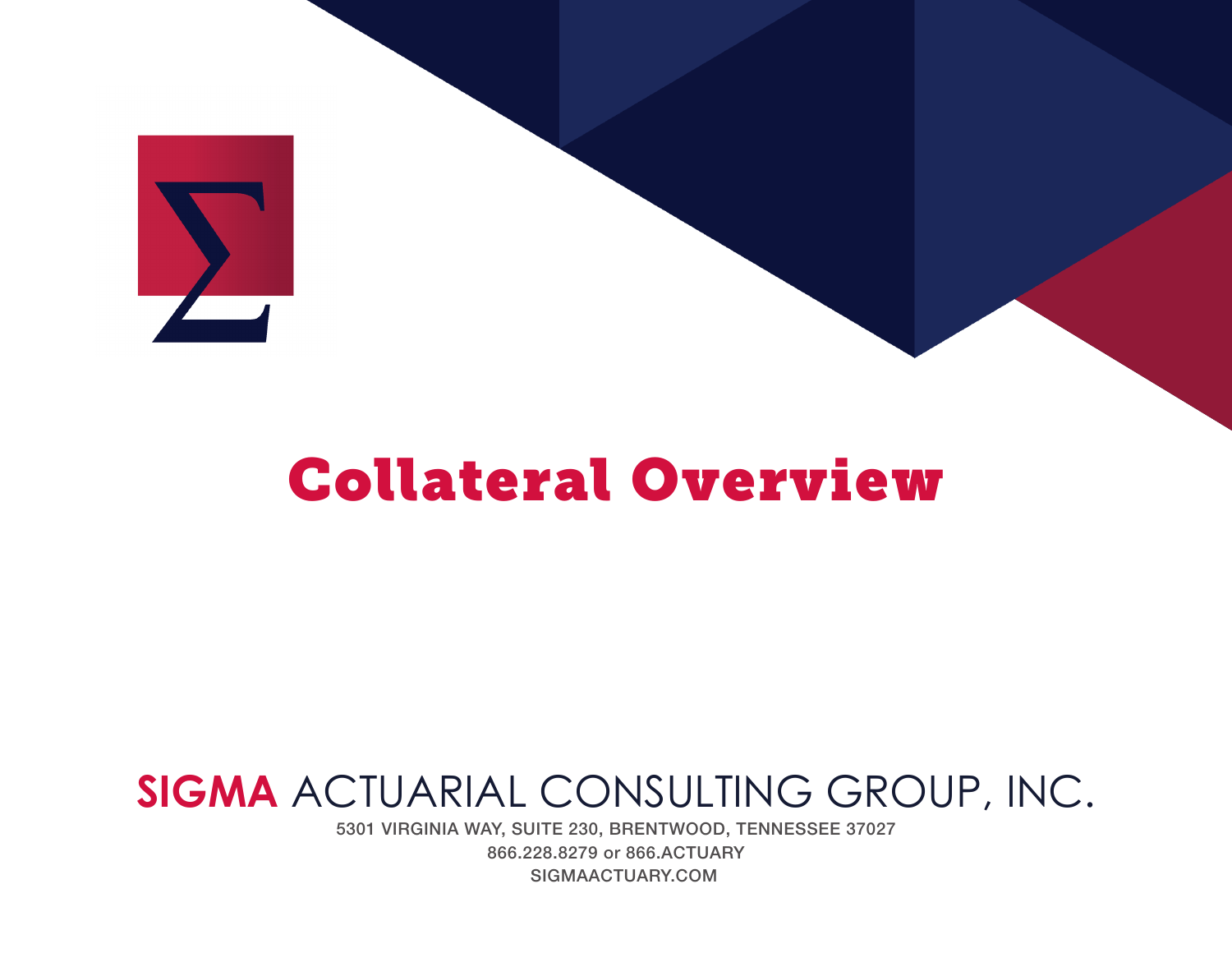# Collateral Overview

**SIGMA** ACTUARIAL CONSULTING GROUP, INC.

5301 VIRGINIA WAY, SUITE 230, BRENTWOOD, TENNESSEE 37027

866.228.8279 or 866.ACTUARY

SIGMAACTUARY.COM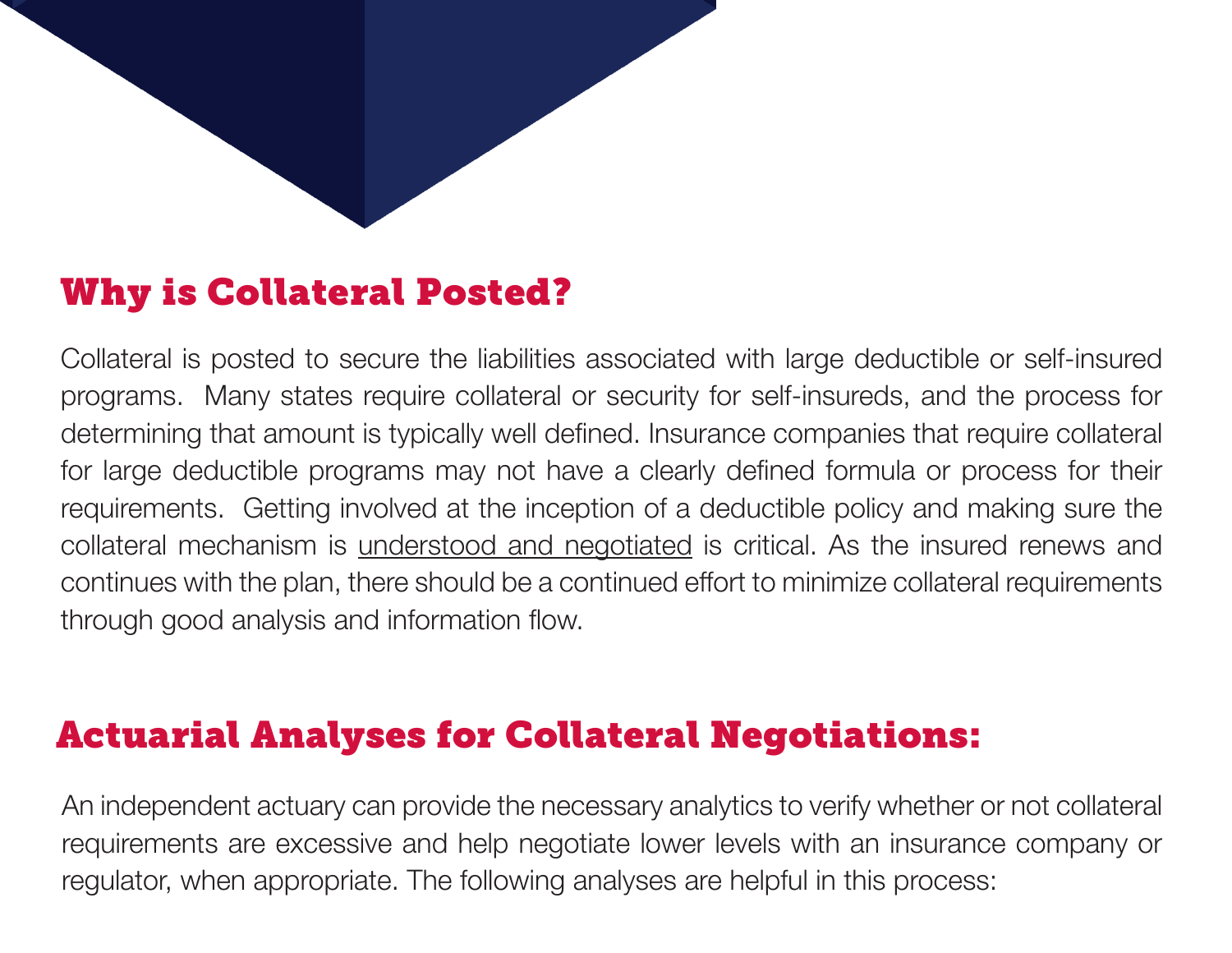## Why is Collateral Posted?

Collateral is posted to secure the liabilities associated with large deductible or self-insured programs. Many states require collateral or security for self-insureds, and the process for determining that amount is typically well defined. Insurance companies that require collateral for large deductible programs may not have a clearly defined formula or process for their requirements. Getting involved at the inception of a deductible policy and making sure the collateral mechanism is understood and negotiated is critical. As the insured renews and continues with the plan, there should be a continued effort to minimize collateral requirements through good analysis and information flow.

## Actuarial Analyses for Collateral Negotiations:

An independent actuary can provide the necessary analytics to verify whether or not collateral requirements are excessive and help negotiate lower levels with an insurance company or regulator, when appropriate. The following analyses are helpful in this process: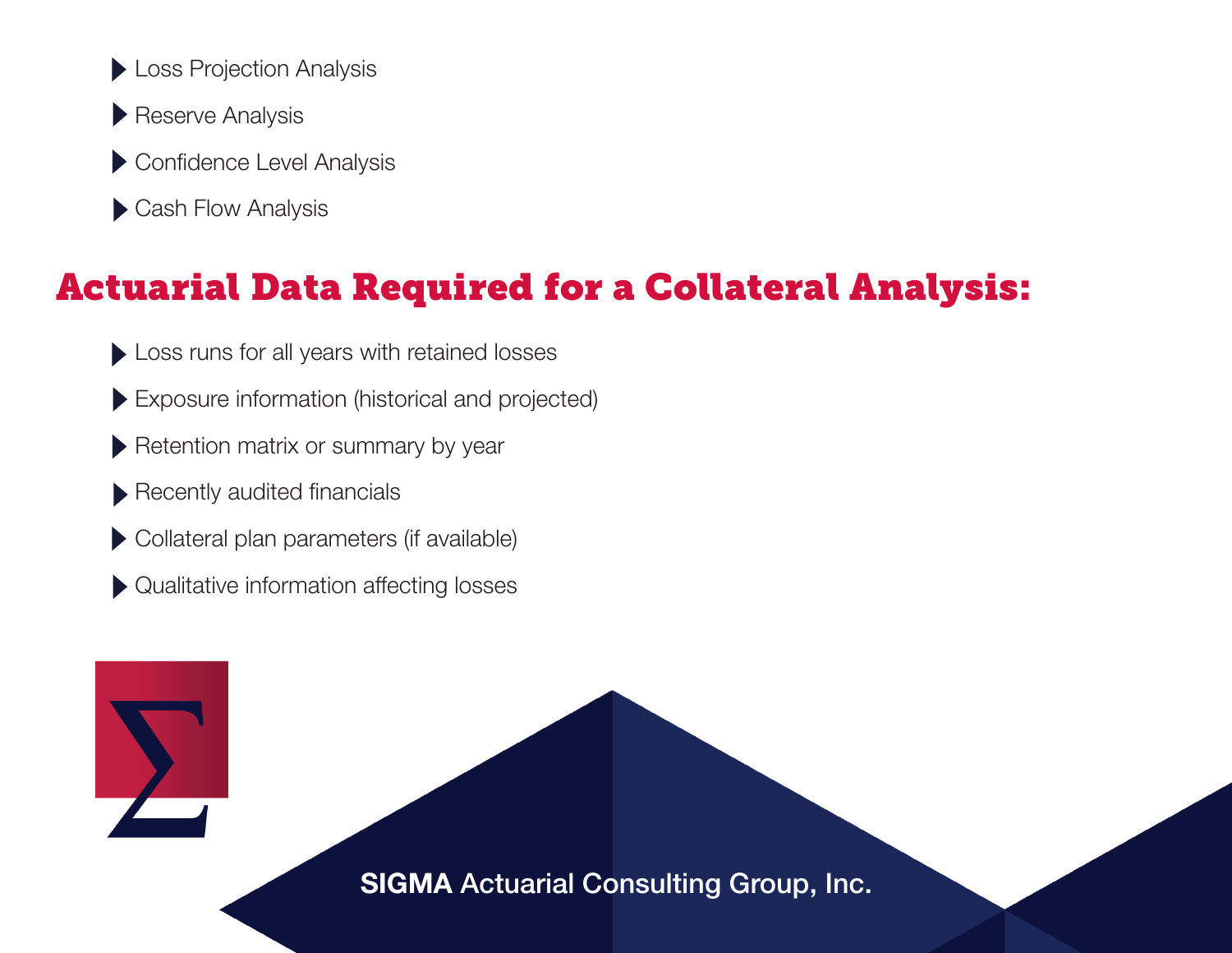- Loss Projection Analysis
- Reserve Analysis
- Confidence Level Analysis
- Cash Flow Analysis

## Actuarial Data Required for a Collateral Analysis:

- Loss runs for all years with retained losses
- Exposure information (historical and projected)
- Retention matrix or summary by year
- Recently audited financials
- Collateral plan parameters (if available)
- Qualitative information affecting losses

**SIGMA** Actuarial Consulting Group, Inc.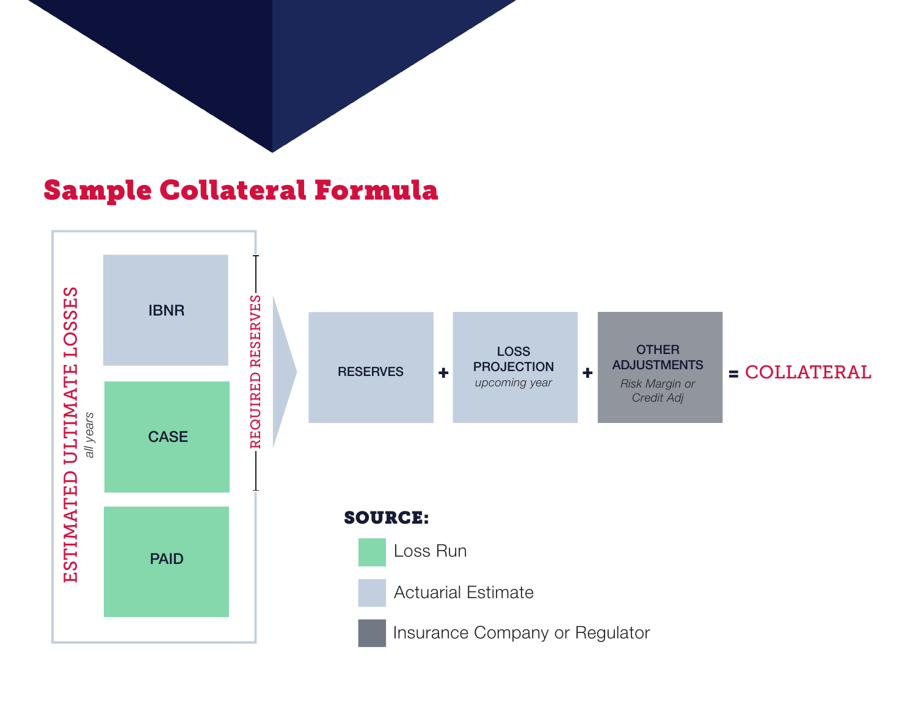## Sample Collateral Formula

ESTIMATED ULTIMATE LOSSES *all years*

- IBNR
- CASE
- PAID

REQUIRED RESERVES (IBNR + CASE)

RESERVES + LOSS PROJECTION *upcoming year* + OTHER ADJUSTMENTS *Risk Margin or Credit Adj* = COLLATERAL

**SOURCE:**

- Loss Run (CASE, PAID)
- Actuarial Estimate (IBNR, RESERVES, LOSS PROJECTION)
- Insurance Company or Regulator (OTHER ADJUSTMENTS)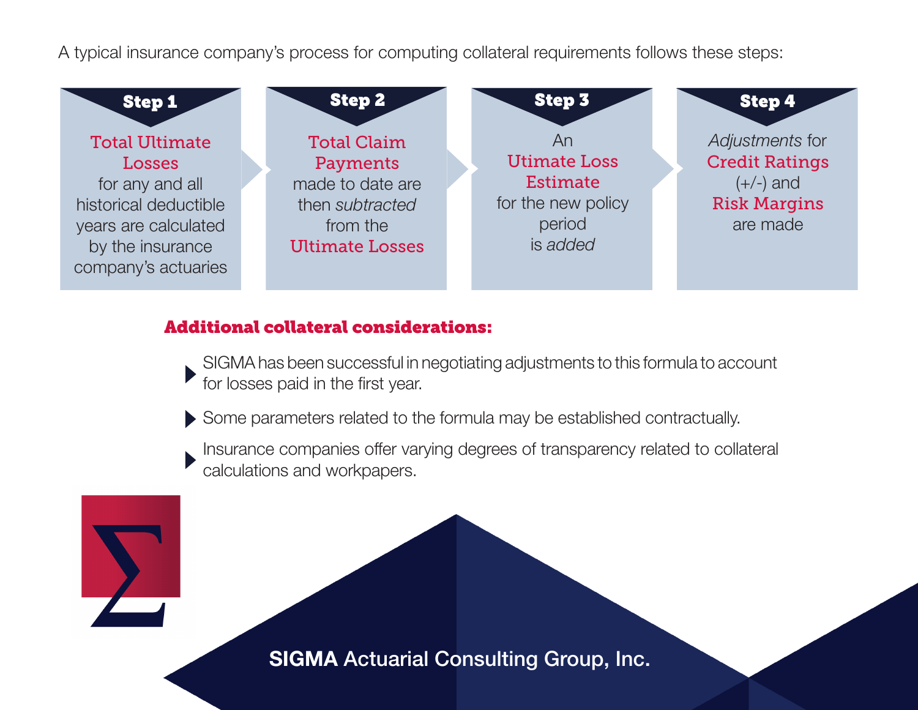A typical insurance company's process for computing collateral requirements follows these steps:

**Step 1**

**Total Ultimate Losses** for any and all historical deductible years are calculated by the insurance company's actuaries

**Step 2**

**Total Claim Payments** made to date are then *subtracted* from the **Ultimate Losses**

**Step 3**

An **Utimate Loss Estimate** for the new policy period is *added*

**Step 4**

*Adjustments* for **Credit Ratings** (+/-) and **Risk Margins** are made

## Additional collateral considerations:

- SIGMA has been successful in negotiating adjustments to this formula to account for losses paid in the first year.
- Some parameters related to the formula may be established contractually.
- Insurance companies offer varying degrees of transparency related to collateral calculations and workpapers.

SIGMA Actuarial Consulting Group, Inc.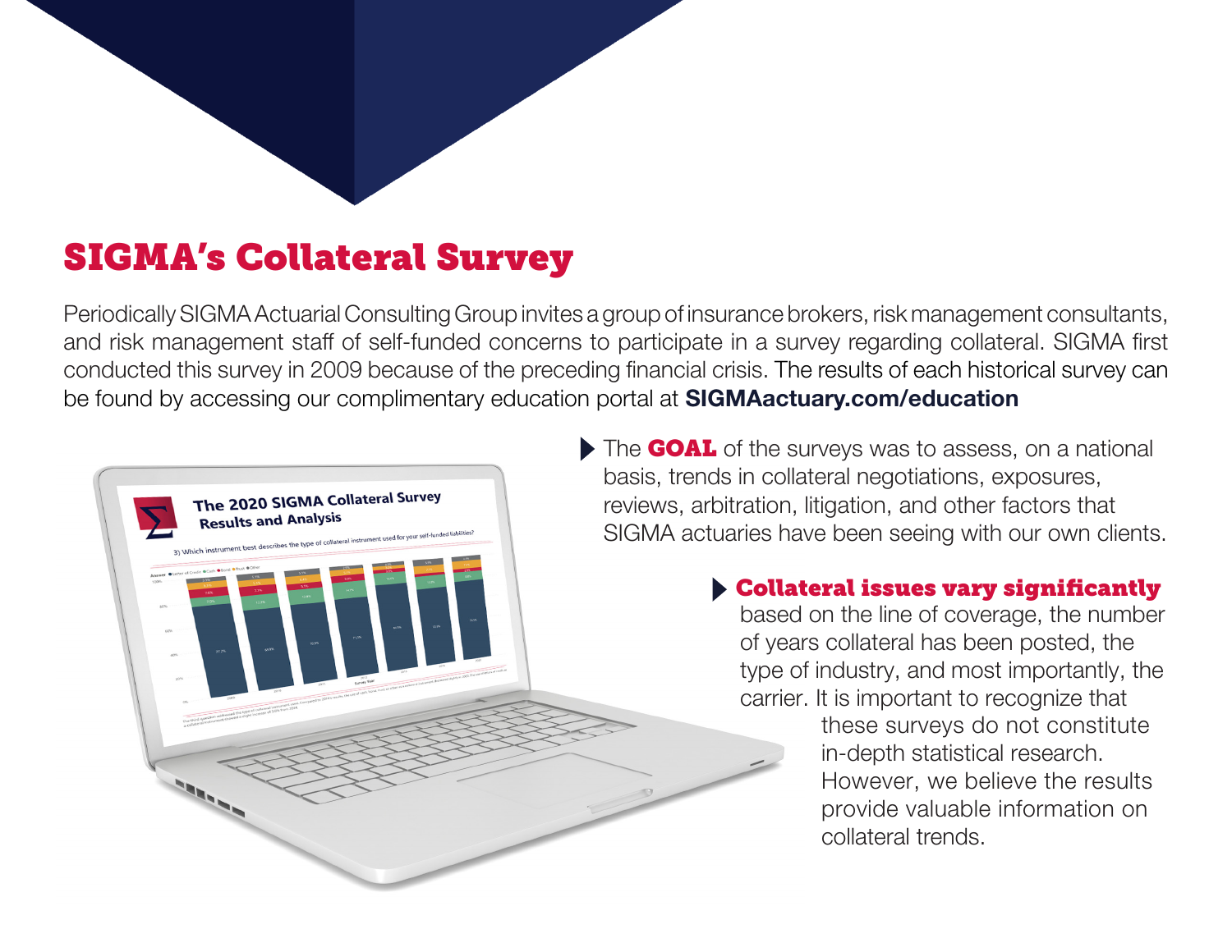# SIGMA's Collateral Survey

Periodically SIGMA Actuarial Consulting Group invites a group of insurance brokers, risk management consultants, and risk management staff of self-funded concerns to participate in a survey regarding collateral. SIGMA first conducted this survey in 2009 because of the preceding financial crisis. The results of each historical survey can be found by accessing our complimentary education portal at **SIGMAactuary.com/education**

- The **GOAL** of the surveys was to assess, on a national basis, trends in collateral negotiations, exposures, reviews, arbitration, litigation, and other factors that SIGMA actuaries have been seeing with our own clients.

- **Collateral issues vary significantly** based on the line of coverage, the number of years collateral has been posted, the type of industry, and most importantly, the carrier. It is important to recognize that these surveys do not constitute in-depth statistical research. However, we believe the results provide valuable information on collateral trends.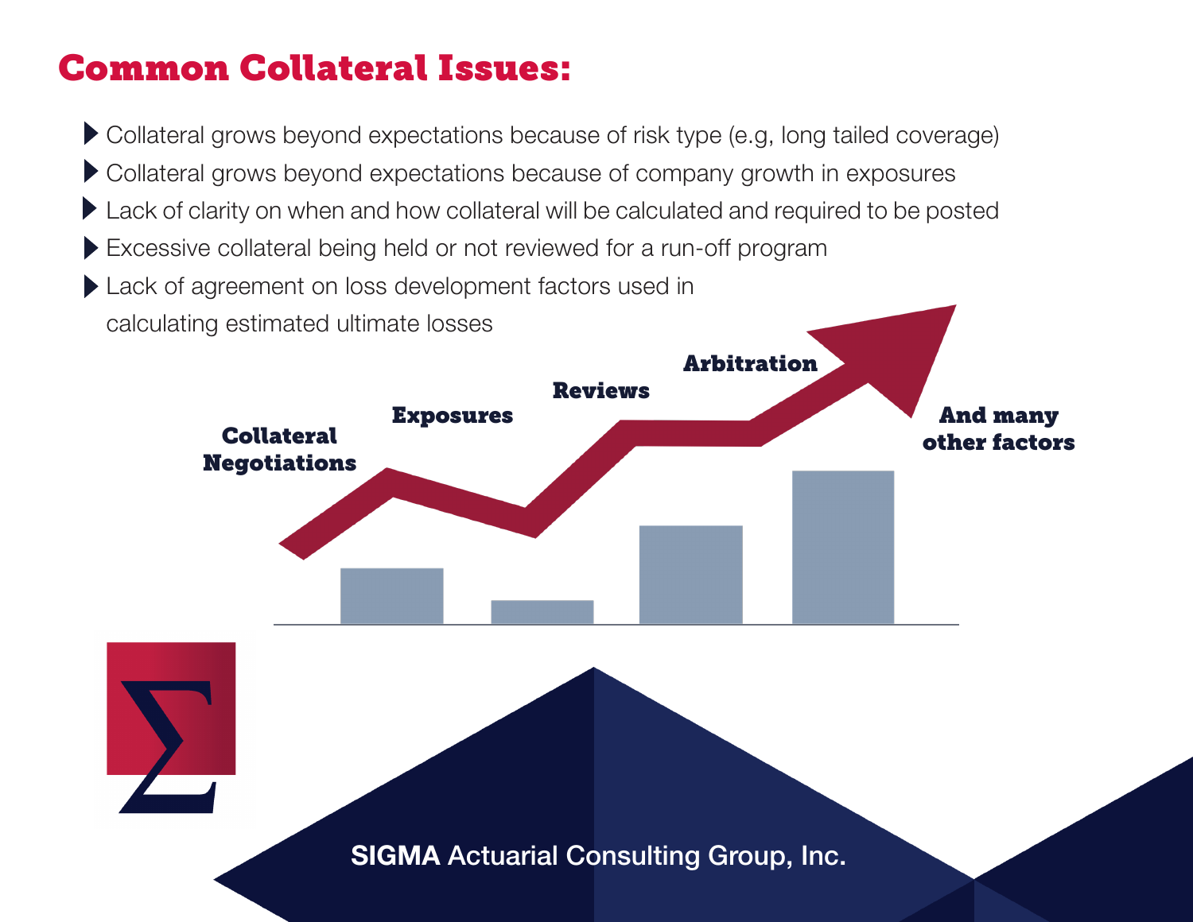# Common Collateral Issues:

- Collateral grows beyond expectations because of risk type (e.g, long tailed coverage)
- Collateral grows beyond expectations because of company growth in exposures
- Lack of clarity on when and how collateral will be calculated and required to be posted
- Excessive collateral being held or not reviewed for a run-off program
- Lack of agreement on loss development factors used in calculating estimated ultimate losses

**Collateral Negotiations**

**Exposures**

**Reviews**

**Arbitration**

**And many other factors**

**SIGMA** Actuarial Consulting Group, Inc.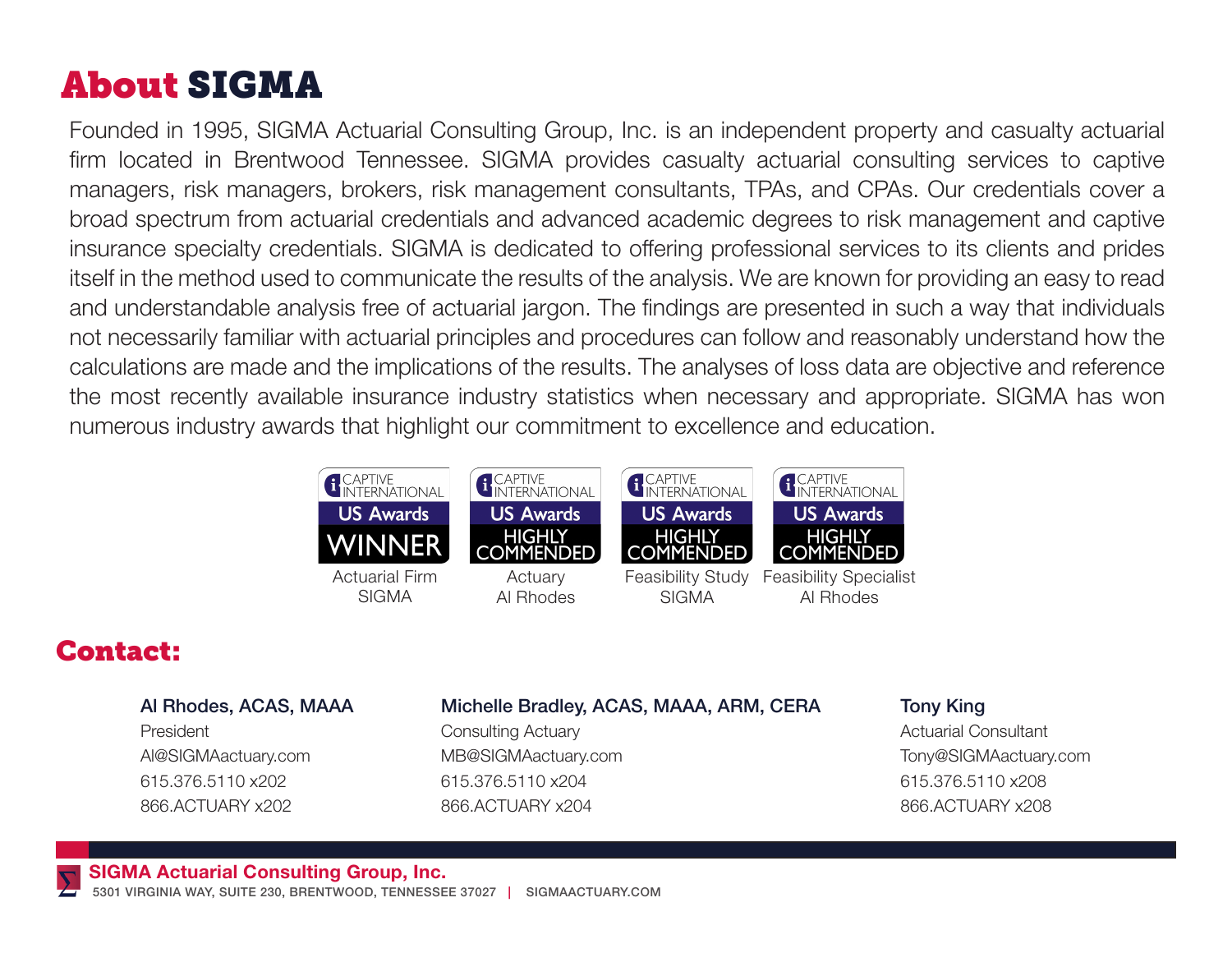# About SIGMA

Founded in 1995, SIGMA Actuarial Consulting Group, Inc. is an independent property and casualty actuarial firm located in Brentwood Tennessee. SIGMA provides casualty actuarial consulting services to captive managers, risk managers, brokers, risk management consultants, TPAs, and CPAs. Our credentials cover a broad spectrum from actuarial credentials and advanced academic degrees to risk management and captive insurance specialty credentials. SIGMA is dedicated to offering professional services to its clients and prides itself in the method used to communicate the results of the analysis. We are known for providing an easy to read and understandable analysis free of actuarial jargon. The findings are presented in such a way that individuals not necessarily familiar with actuarial principles and procedures can follow and reasonably understand how the calculations are made and the implications of the results. The analyses of loss data are objective and reference the most recently available insurance industry statistics when necessary and appropriate. SIGMA has won numerous industry awards that highlight our commitment to excellence and education.

CAPTIVE INTERNATIONAL US Awards WINNER
Actuarial Firm
SIGMA

CAPTIVE INTERNATIONAL US Awards HIGHLY COMMENDED
Actuary
Al Rhodes

CAPTIVE INTERNATIONAL US Awards HIGHLY COMMENDED
Feasibility Study
SIGMA

CAPTIVE INTERNATIONAL US Awards HIGHLY COMMENDED
Feasibility Specialist
Al Rhodes

## Contact:

**Al Rhodes, ACAS, MAAA**
President
Al@SIGMAactuary.com
615.376.5110 x202
866.ACTUARY x202

**Michelle Bradley, ACAS, MAAA, ARM, CERA**
Consulting Actuary
MB@SIGMAactuary.com
615.376.5110 x204
866.ACTUARY x204

**Tony King**
Actuarial Consultant
Tony@SIGMAactuary.com
615.376.5110 x208
866.ACTUARY x208

**SIGMA Actuarial Consulting Group, Inc.**
5301 VIRGINIA WAY, SUITE 230, BRENTWOOD, TENNESSEE 37027 | SIGMAACTUARY.COM